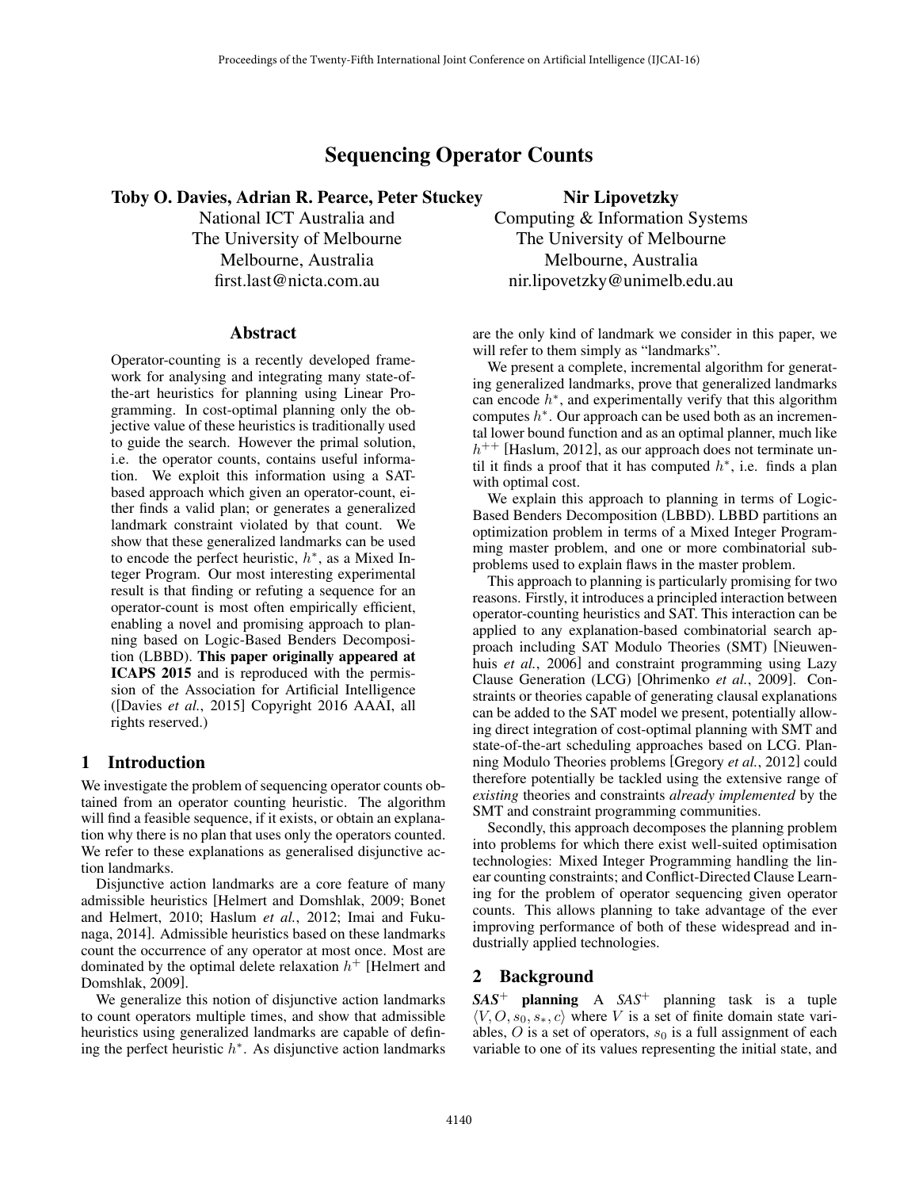# Sequencing Operator Counts

**Toby O. Davies, Adrian R. Pearce, Peter Stuckey**
National ICT Australia and
The University of Melbourne
Melbourne, Australia
first.last@nicta.com.au

**Nir Lipovetzky**
Computing & Information Systems
The University of Melbourne
Melbourne, Australia
nir.lipovetzky@unimelb.edu.au

## Abstract

Operator-counting is a recently developed framework for analysing and integrating many state-of-the-art heuristics for planning using Linear Programming. In cost-optimal planning only the objective value of these heuristics is traditionally used to guide the search. However the primal solution, i.e. the operator counts, contains useful information. We exploit this information using a SAT-based approach which given an operator-count, either finds a valid plan; or generates a generalized landmark constraint violated by that count. We show that these generalized landmarks can be used to encode the perfect heuristic, $h^*$, as a Mixed Integer Program. Our most interesting experimental result is that finding or refuting a sequence for an operator-count is most often empirically efficient, enabling a novel and promising approach to planning based on Logic-Based Benders Decomposition (LBBD). **This paper originally appeared at ICAPS 2015** and is reproduced with the permission of the Association for Artificial Intelligence ([Davies *et al.*, 2015] Copyright 2016 AAAI, all rights reserved.)

## 1 Introduction

We investigate the problem of sequencing operator counts obtained from an operator counting heuristic. The algorithm will find a feasible sequence, if it exists, or obtain an explanation why there is no plan that uses only the operators counted. We refer to these explanations as generalised disjunctive action landmarks.

Disjunctive action landmarks are a core feature of many admissible heuristics [Helmert and Domshlak, 2009; Bonet and Helmert, 2010; Haslum *et al.*, 2012; Imai and Fukunaga, 2014]. Admissible heuristics based on these landmarks count the occurrence of any operator at most once. Most are dominated by the optimal delete relaxation $h^+$ [Helmert and Domshlak, 2009].

We generalize this notion of disjunctive action landmarks to count operators multiple times, and show that admissible heuristics using generalized landmarks are capable of defining the perfect heuristic $h^*$. As disjunctive action landmarks are the only kind of landmark we consider in this paper, we will refer to them simply as "landmarks".

We present a complete, incremental algorithm for generating generalized landmarks, prove that generalized landmarks can encode $h^*$, and experimentally verify that this algorithm computes $h^*$. Our approach can be used both as an incremental lower bound function and as an optimal planner, much like $h^{++}$ [Haslum, 2012], as our approach does not terminate until it finds a proof that it has computed $h^*$, i.e. finds a plan with optimal cost.

We explain this approach to planning in terms of Logic-Based Benders Decomposition (LBBD). LBBD partitions an optimization problem in terms of a Mixed Integer Programming master problem, and one or more combinatorial subproblems used to explain flaws in the master problem.

This approach to planning is particularly promising for two reasons. Firstly, it introduces a principled interaction between operator-counting heuristics and SAT. This interaction can be applied to any explanation-based combinatorial search approach including SAT Modulo Theories (SMT) [Nieuwenhuis *et al.*, 2006] and constraint programming using Lazy Clause Generation (LCG) [Ohrimenko *et al.*, 2009]. Constraints or theories capable of generating clausal explanations can be added to the SAT model we present, potentially allowing direct integration of cost-optimal planning with SMT and state-of-the-art scheduling approaches based on LCG. Planning Modulo Theories problems [Gregory *et al.*, 2012] could therefore potentially be tackled using the extensive range of *existing* theories and constraints *already implemented* by the SMT and constraint programming communities.

Secondly, this approach decomposes the planning problem into problems for which there exist well-suited optimisation technologies: Mixed Integer Programming handling the linear counting constraints; and Conflict-Directed Clause Learning for the problem of operator sequencing given operator counts. This allows planning to take advantage of the ever improving performance of both of these widespread and industrially applied technologies.

## 2 Background

***SAS*$^+$ planning** A *SAS*$^+$ planning task is a tuple $\langle V, O, s_0, s_*, c \rangle$ where $V$ is a set of finite domain state variables, $O$ is a set of operators, $s_0$ is a full assignment of each variable to one of its values representing the initial state, and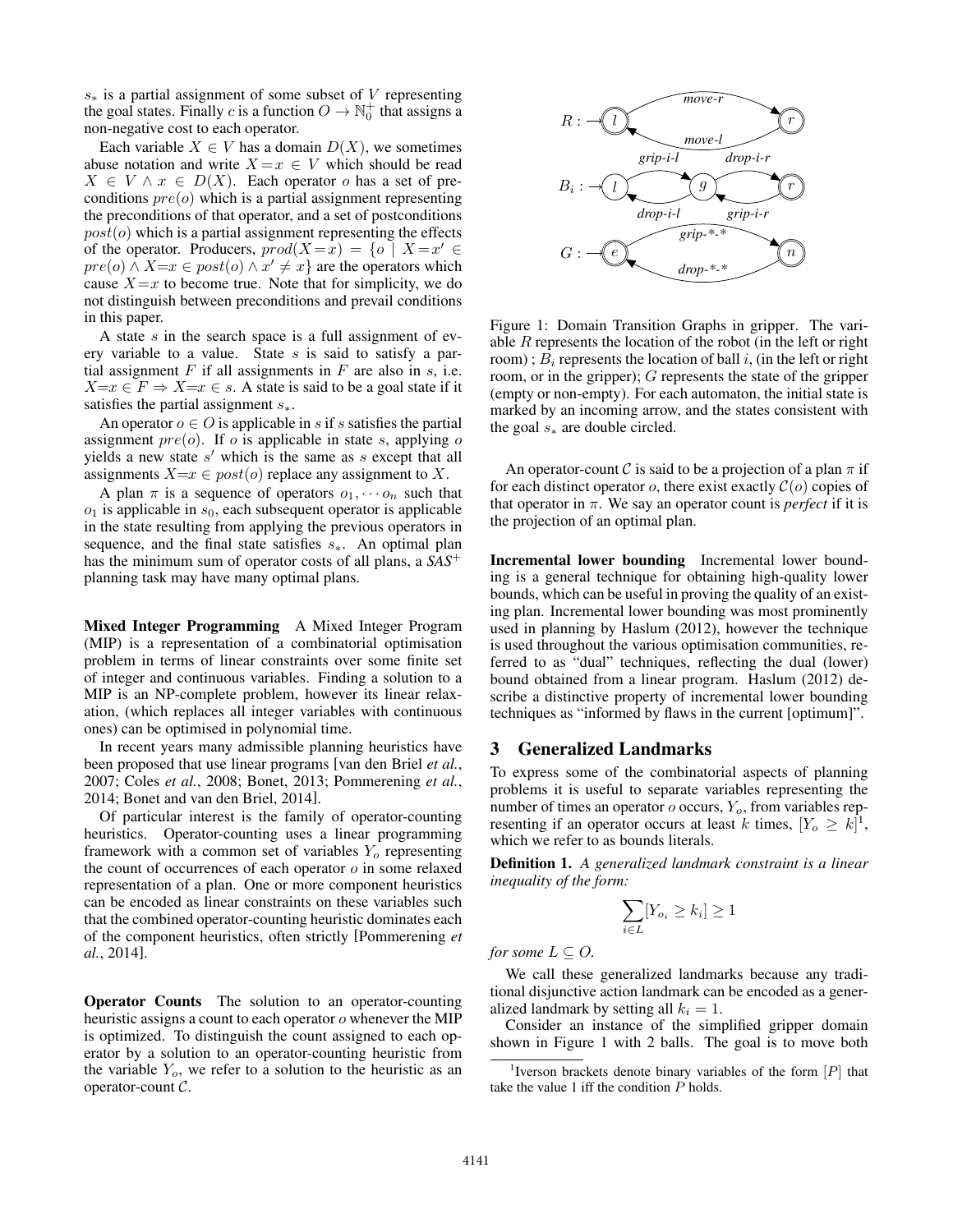$s_*$ is a partial assignment of some subset of $V$ representing the goal states. Finally $c$ is a function $O \rightarrow \mathbb{N}_0^+$ that assigns a non-negative cost to each operator.

Each variable $X \in V$ has a domain $D(X)$, we sometimes abuse notation and write $X{=}x \in V$ which should be read $X \in V \wedge x \in D(X)$. Each operator $o$ has a set of preconditions $pre(o)$ which is a partial assignment representing the preconditions of that operator, and a set of postconditions $post(o)$ which is a partial assignment representing the effects of the operator. Producers, $prod(X{=}x) = \{o \mid X{=}x' \in pre(o) \wedge X{=}x \in post(o) \wedge x' \neq x\}$ are the operators which cause $X{=}x$ to become true. Note that for simplicity, we do not distinguish between preconditions and prevail conditions in this paper.

A state $s$ in the search space is a full assignment of every variable to a value. State $s$ is said to satisfy a partial assignment $F$ if all assignments in $F$ are also in $s$, i.e. $X{=}x \in F \Rightarrow X{=}x \in s$. A state is said to be a goal state if it satisfies the partial assignment $s_*$.

An operator $o \in O$ is applicable in $s$ if $s$ satisfies the partial assignment $pre(o)$. If $o$ is applicable in state $s$, applying $o$ yields a new state $s'$ which is the same as $s$ except that all assignments $X{=}x \in post(o)$ replace any assignment to $X$.

A plan $\pi$ is a sequence of operators $o_1, \cdots o_n$ such that $o_1$ is applicable in $s_0$, each subsequent operator is applicable in the state resulting from applying the previous operators in sequence, and the final state satisfies $s_*$. An optimal plan has the minimum sum of operator costs of all plans, a *SAS*$^+$ planning task may have many optimal plans.

**Mixed Integer Programming** A Mixed Integer Program (MIP) is a representation of a combinatorial optimisation problem in terms of linear constraints over some finite set of integer and continuous variables. Finding a solution to a MIP is an NP-complete problem, however its linear relaxation, (which replaces all integer variables with continuous ones) can be optimised in polynomial time.

In recent years many admissible planning heuristics have been proposed that use linear programs [van den Briel *et al.*, 2007; Coles *et al.*, 2008; Bonet, 2013; Pommerening *et al.*, 2014; Bonet and van den Briel, 2014].

Of particular interest is the family of operator-counting heuristics. Operator-counting uses a linear programming framework with a common set of variables $Y_o$ representing the count of occurrences of each operator $o$ in some relaxed representation of a plan. One or more component heuristics can be encoded as linear constraints on these variables such that the combined operator-counting heuristic dominates each of the component heuristics, often strictly [Pommerening *et al.*, 2014].

**Operator Counts** The solution to an operator-counting heuristic assigns a count to each operator $o$ whenever the MIP is optimized. To distinguish the count assigned to each operator by a solution to an operator-counting heuristic from the variable $Y_o$, we refer to a solution to the heuristic as an operator-count $\mathcal{C}$.

Figure 1: Domain Transition Graphs in gripper. The variable $R$ represents the location of the robot (in the left or right room) ; $B_i$ represents the location of ball $i$, (in the left or right room, or in the gripper); $G$ represents the state of the gripper (empty or non-empty). For each automaton, the initial state is marked by an incoming arrow, and the states consistent with the goal $s_*$ are double circled.

An operator-count $\mathcal{C}$ is said to be a projection of a plan $\pi$ if for each distinct operator $o$, there exist exactly $\mathcal{C}(o)$ copies of that operator in $\pi$. We say an operator count is *perfect* if it is the projection of an optimal plan.

**Incremental lower bounding** Incremental lower bounding is a general technique for obtaining high-quality lower bounds, which can be useful in proving the quality of an existing plan. Incremental lower bounding was most prominently used in planning by Haslum (2012), however the technique is used throughout the various optimisation communities, referred to as "dual" techniques, reflecting the dual (lower) bound obtained from a linear program. Haslum (2012) describe a distinctive property of incremental lower bounding techniques as "informed by flaws in the current [optimum]".

## 3 Generalized Landmarks

To express some of the combinatorial aspects of planning problems it is useful to separate variables representing the number of times an operator $o$ occurs, $Y_o$, from variables representing if an operator occurs at least $k$ times, $[Y_o \geq k]$[1], which we refer to as bounds literals.

**Definition 1.** *A generalized landmark constraint is a linear inequality of the form:*

$$\sum_{i \in L} [Y_{o_i} \geq k_i] \geq 1$$

*for some* $L \subseteq O$.

We call these generalized landmarks because any traditional disjunctive action landmark can be encoded as a generalized landmark by setting all $k_i = 1$.

Consider an instance of the simplified gripper domain shown in Figure 1 with 2 balls. The goal is to move both

[1] Iverson brackets denote binary variables of the form $[P]$ that take the value 1 iff the condition $P$ holds.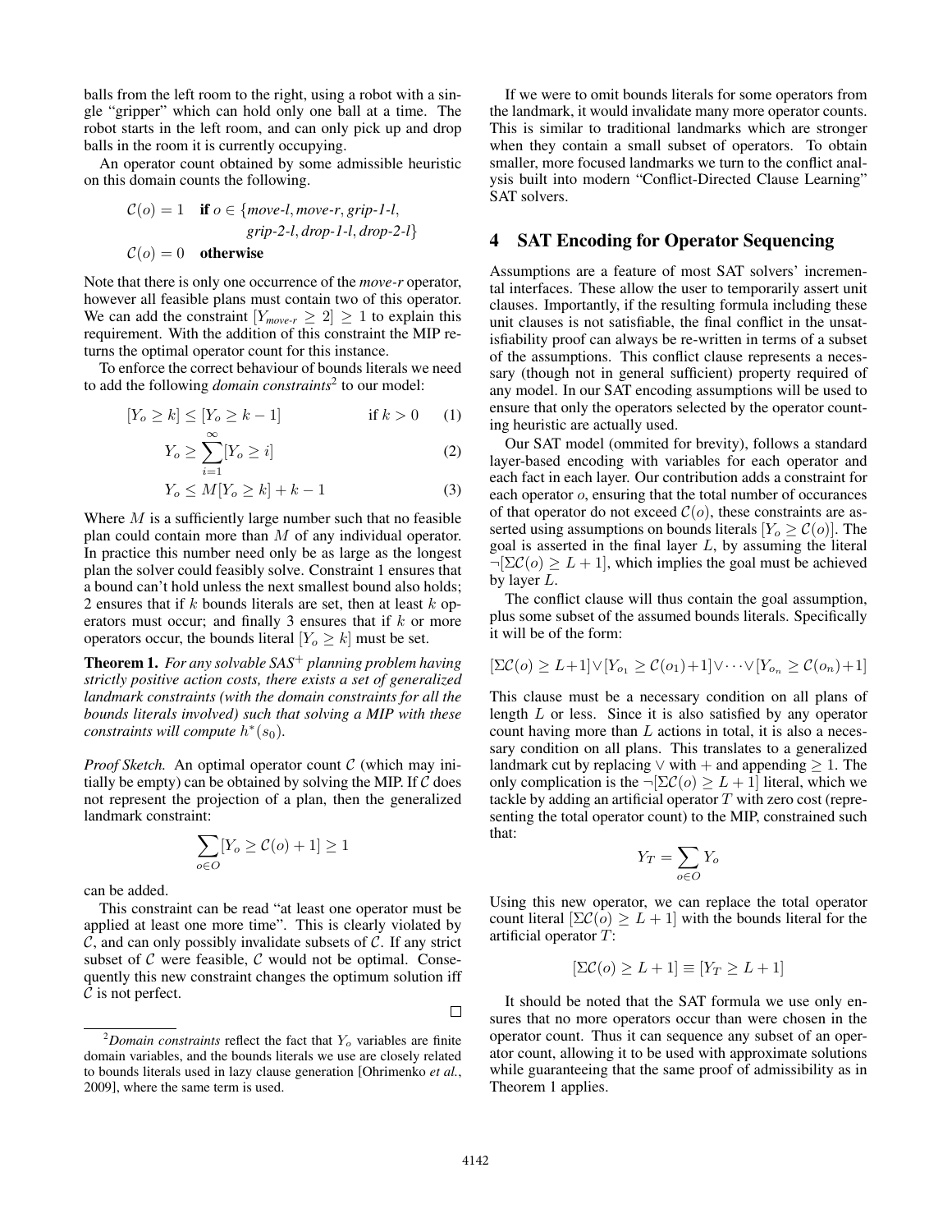balls from the left room to the right, using a robot with a single "gripper" which can hold only one ball at a time. The robot starts in the left room, and can only pick up and drop balls in the room it is currently occupying.

An operator count obtained by some admissible heuristic on this domain counts the following.

$$\mathcal{C}(o) = 1 \quad \textbf{if } o \in \{\textit{move-l}, \textit{move-r}, \textit{grip-1-l}, \textit{grip-2-l}, \textit{drop-1-l}, \textit{drop-2-l}\}$$
$$\mathcal{C}(o) = 0 \quad \textbf{otherwise}$$

Note that there is only one occurrence of the *move-r* operator, however all feasible plans must contain two of this operator. We can add the constraint $[Y_{\textit{move-r}} \geq 2] \geq 1$ to explain this requirement. With the addition of this constraint the MIP returns the optimal operator count for this instance.

To enforce the correct behaviour of bounds literals we need to add the following *domain constraints*[2] to our model:

$$[Y_o \geq k] \leq [Y_o \geq k-1] \qquad \text{if } k > 0 \tag{1}$$

$$Y_o \geq \sum_{i=1}^{\infty} [Y_o \geq i] \tag{2}$$

$$Y_o \leq M[Y_o \geq k] + k - 1 \tag{3}$$

Where $M$ is a sufficiently large number such that no feasible plan could contain more than $M$ of any individual operator. In practice this number need only be as large as the longest plan the solver could feasibly solve. Constraint 1 ensures that a bound can't hold unless the next smallest bound also holds; 2 ensures that if $k$ bounds literals are set, then at least $k$ operators must occur; and finally 3 ensures that if $k$ or more operators occur, the bounds literal $[Y_o \geq k]$ must be set.

**Theorem 1.** *For any solvable SAS$^+$ planning problem having strictly positive action costs, there exists a set of generalized landmark constraints (with the domain constraints for all the bounds literals involved) such that solving a MIP with these constraints will compute $h^*(s_0)$.*

*Proof Sketch.* An optimal operator count $\mathcal{C}$ (which may initially be empty) can be obtained by solving the MIP. If $\mathcal{C}$ does not represent the projection of a plan, then the generalized landmark constraint:

$$\sum_{o \in O} [Y_o \geq \mathcal{C}(o) + 1] \geq 1$$

can be added.

This constraint can be read "at least one operator must be applied at least one more time". This is clearly violated by $\mathcal{C}$, and can only possibly invalidate subsets of $\mathcal{C}$. If any strict subset of $\mathcal{C}$ were feasible, $\mathcal{C}$ would not be optimal. Consequently this new constraint changes the optimum solution iff $\mathcal{C}$ is not perfect. □

[2]*Domain constraints* reflect the fact that $Y_o$ variables are finite domain variables, and the bounds literals we use are closely related to bounds literals used in lazy clause generation [Ohrimenko *et al.*, 2009], where the same term is used.

If we were to omit bounds literals for some operators from the landmark, it would invalidate many more operator counts. This is similar to traditional landmarks which are stronger when they contain a small subset of operators. To obtain smaller, more focused landmarks we turn to the conflict analysis built into modern "Conflict-Directed Clause Learning" SAT solvers.

## 4 SAT Encoding for Operator Sequencing

Assumptions are a feature of most SAT solvers' incremental interfaces. These allow the user to temporarily assert unit clauses. Importantly, if the resulting formula including these unit clauses is not satisfiable, the final conflict in the unsatisfiability proof can always be re-written in terms of a subset of the assumptions. This conflict clause represents a necessary (though not in general sufficient) property required of any model. In our SAT encoding assumptions will be used to ensure that only the operators selected by the operator counting heuristic are actually used.

Our SAT model (ommited for brevity), follows a standard layer-based encoding with variables for each operator and each fact in each layer. Our contribution adds a constraint for each operator $o$, ensuring that the total number of occurances of that operator do not exceed $\mathcal{C}(o)$, these constraints are asserted using assumptions on bounds literals $[Y_o \geq \mathcal{C}(o)]$. The goal is asserted in the final layer $L$, by assuming the literal $\neg[\Sigma\mathcal{C}(o) \geq L+1]$, which implies the goal must be achieved by layer $L$.

The conflict clause will thus contain the goal assumption, plus some subset of the assumed bounds literals. Specifically it will be of the form:

$$[\Sigma\mathcal{C}(o) \geq L+1] \vee [Y_{o_1} \geq \mathcal{C}(o_1)+1] \vee \cdots \vee [Y_{o_n} \geq \mathcal{C}(o_n)+1]$$

This clause must be a necessary condition on all plans of length $L$ or less. Since it is also satisfied by any operator count having more than $L$ actions in total, it is also a necessary condition on all plans. This translates to a generalized landmark cut by replacing $\vee$ with $+$ and appending $\geq 1$. The only complication is the $\neg[\Sigma\mathcal{C}(o) \geq L+1]$ literal, which we tackle by adding an artificial operator $T$ with zero cost (representing the total operator count) to the MIP, constrained such that:

$$Y_T = \sum_{o \in O} Y_o$$

Using this new operator, we can replace the total operator count literal $[\Sigma\mathcal{C}(o) \geq L+1]$ with the bounds literal for the artificial operator $T$:

$$[\Sigma\mathcal{C}(o) \geq L+1] \equiv [Y_T \geq L+1]$$

It should be noted that the SAT formula we use only ensures that no more operators occur than were chosen in the operator count. Thus it can sequence any subset of an operator count, allowing it to be used with approximate solutions while guaranteeing that the same proof of admissibility as in Theorem 1 applies.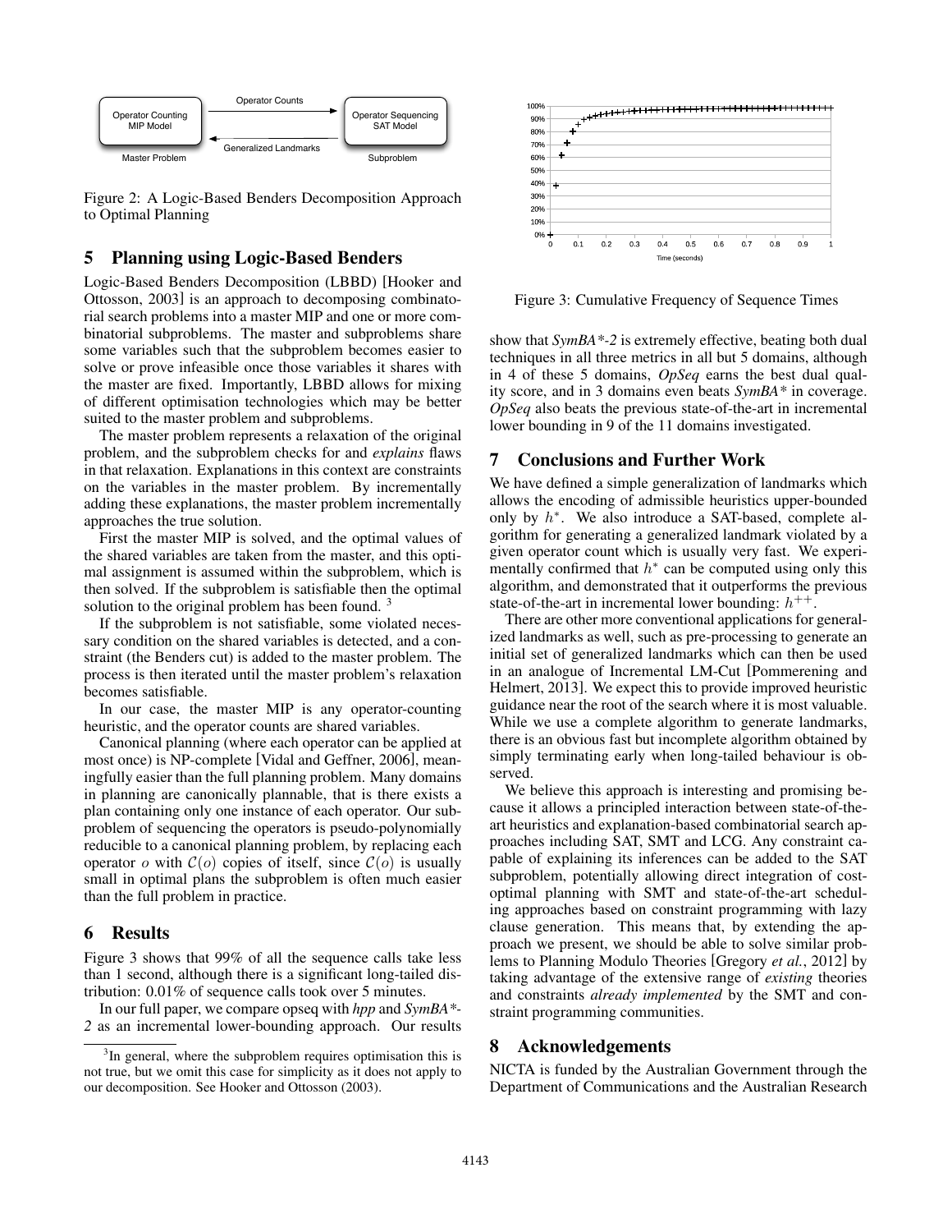Figure 2: A Logic-Based Benders Decomposition Approach to Optimal Planning

## 5 Planning using Logic-Based Benders

Logic-Based Benders Decomposition (LBBD) [Hooker and Ottosson, 2003] is an approach to decomposing combinatorial search problems into a master MIP and one or more combinatorial subproblems. The master and subproblems share some variables such that the subproblem becomes easier to solve or prove infeasible once those variables it shares with the master are fixed. Importantly, LBBD allows for mixing of different optimisation technologies which may be better suited to the master problem and subproblems.

The master problem represents a relaxation of the original problem, and the subproblem checks for and *explains* flaws in that relaxation. Explanations in this context are constraints on the variables in the master problem. By incrementally adding these explanations, the master problem incrementally approaches the true solution.

First the master MIP is solved, and the optimal values of the shared variables are taken from the master, and this optimal assignment is assumed within the subproblem, which is then solved. If the subproblem is satisfiable then the optimal solution to the original problem has been found. [3]

If the subproblem is not satisfiable, some violated necessary condition on the shared variables is detected, and a constraint (the Benders cut) is added to the master problem. The process is then iterated until the master problem's relaxation becomes satisfiable.

In our case, the master MIP is any operator-counting heuristic, and the operator counts are shared variables.

Canonical planning (where each operator can be applied at most once) is NP-complete [Vidal and Geffner, 2006], meaningfully easier than the full planning problem. Many domains in planning are canonically plannable, that is there exists a plan containing only one instance of each operator. Our subproblem of sequencing the operators is pseudo-polynomially reducible to a canonical planning problem, by replacing each operator $o$ with $\mathcal{C}(o)$ copies of itself, since $\mathcal{C}(o)$ is usually small in optimal plans the subproblem is often much easier than the full problem in practice.

## 6 Results

Figure 3 shows that 99% of all the sequence calls take less than 1 second, although there is a significant long-tailed distribution: 0.01% of sequence calls took over 5 minutes.

In our full paper, we compare opseq with *hpp* and *SymBA\*-2* as an incremental lower-bounding approach. Our results show that *SymBA\*-2* is extremely effective, beating both dual techniques in all three metrics in all but 5 domains, although in 4 of these 5 domains, *OpSeq* earns the best dual quality score, and in 3 domains even beats *SymBA\** in coverage. *OpSeq* also beats the previous state-of-the-art in incremental lower bounding in 9 of the 11 domains investigated.

[3] In general, where the subproblem requires optimisation this is not true, but we omit this case for simplicity as it does not apply to our decomposition. See Hooker and Ottosson (2003).

Figure 3: Cumulative Frequency of Sequence Times

## 7 Conclusions and Further Work

We have defined a simple generalization of landmarks which allows the encoding of admissible heuristics upper-bounded only by $h^*$. We also introduce a SAT-based, complete algorithm for generating a generalized landmark violated by a given operator count which is usually very fast. We experimentally confirmed that $h^*$ can be computed using only this algorithm, and demonstrated that it outperforms the previous state-of-the-art in incremental lower bounding: $h^{++}$.

There are other more conventional applications for generalized landmarks as well, such as pre-processing to generate an initial set of generalized landmarks which can then be used in an analogue of Incremental LM-Cut [Pommerening and Helmert, 2013]. We expect this to provide improved heuristic guidance near the root of the search where it is most valuable. While we use a complete algorithm to generate landmarks, there is an obvious fast but incomplete algorithm obtained by simply terminating early when long-tailed behaviour is observed.

We believe this approach is interesting and promising because it allows a principled interaction between state-of-the-art heuristics and explanation-based combinatorial search approaches including SAT, SMT and LCG. Any constraint capable of explaining its inferences can be added to the SAT subproblem, potentially allowing direct integration of cost-optimal planning with SMT and state-of-the-art scheduling approaches based on constraint programming with lazy clause generation. This means that, by extending the approach we present, we should be able to solve similar problems to Planning Modulo Theories [Gregory *et al.*, 2012] by taking advantage of the extensive range of *existing* theories and constraints *already implemented* by the SMT and constraint programming communities.

## 8 Acknowledgements

NICTA is funded by the Australian Government through the Department of Communications and the Australian Research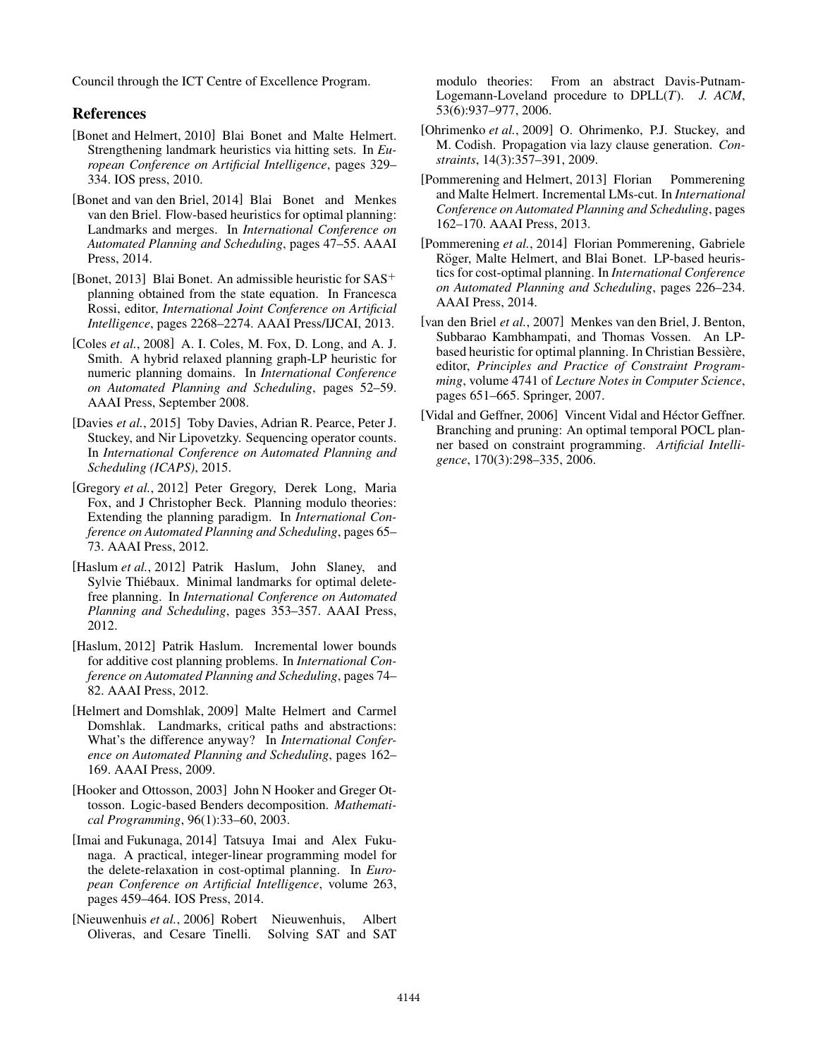Council through the ICT Centre of Excellence Program.

## References

[Bonet and Helmert, 2010] Blai Bonet and Malte Helmert. Strengthening landmark heuristics via hitting sets. In *European Conference on Artificial Intelligence*, pages 329–334. IOS press, 2010.

[Bonet and van den Briel, 2014] Blai Bonet and Menkes van den Briel. Flow-based heuristics for optimal planning: Landmarks and merges. In *International Conference on Automated Planning and Scheduling*, pages 47–55. AAAI Press, 2014.

[Bonet, 2013] Blai Bonet. An admissible heuristic for $SAS^+$ planning obtained from the state equation. In Francesca Rossi, editor, *International Joint Conference on Artificial Intelligence*, pages 2268–2274. AAAI Press/IJCAI, 2013.

[Coles *et al.*, 2008] A. I. Coles, M. Fox, D. Long, and A. J. Smith. A hybrid relaxed planning graph-LP heuristic for numeric planning domains. In *International Conference on Automated Planning and Scheduling*, pages 52–59. AAAI Press, September 2008.

[Davies *et al.*, 2015] Toby Davies, Adrian R. Pearce, Peter J. Stuckey, and Nir Lipovetzky. Sequencing operator counts. In *International Conference on Automated Planning and Scheduling (ICAPS)*, 2015.

[Gregory *et al.*, 2012] Peter Gregory, Derek Long, Maria Fox, and J Christopher Beck. Planning modulo theories: Extending the planning paradigm. In *International Conference on Automated Planning and Scheduling*, pages 65–73. AAAI Press, 2012.

[Haslum *et al.*, 2012] Patrik Haslum, John Slaney, and Sylvie Thiébaux. Minimal landmarks for optimal delete-free planning. In *International Conference on Automated Planning and Scheduling*, pages 353–357. AAAI Press, 2012.

[Haslum, 2012] Patrik Haslum. Incremental lower bounds for additive cost planning problems. In *International Conference on Automated Planning and Scheduling*, pages 74–82. AAAI Press, 2012.

[Helmert and Domshlak, 2009] Malte Helmert and Carmel Domshlak. Landmarks, critical paths and abstractions: What's the difference anyway? In *International Conference on Automated Planning and Scheduling*, pages 162–169. AAAI Press, 2009.

[Hooker and Ottosson, 2003] John N Hooker and Greger Ottosson. Logic-based Benders decomposition. *Mathematical Programming*, 96(1):33–60, 2003.

[Imai and Fukunaga, 2014] Tatsuya Imai and Alex Fukunaga. A practical, integer-linear programming model for the delete-relaxation in cost-optimal planning. In *European Conference on Artificial Intelligence*, volume 263, pages 459–464. IOS Press, 2014.

[Nieuwenhuis *et al.*, 2006] Robert Nieuwenhuis, Albert Oliveras, and Cesare Tinelli. Solving SAT and SAT modulo theories: From an abstract Davis-Putnam-Logemann-Loveland procedure to DPLL($T$). *J. ACM*, 53(6):937–977, 2006.

[Ohrimenko *et al.*, 2009] O. Ohrimenko, P.J. Stuckey, and M. Codish. Propagation via lazy clause generation. *Constraints*, 14(3):357–391, 2009.

[Pommerening and Helmert, 2013] Florian Pommerening and Malte Helmert. Incremental LMs-cut. In *International Conference on Automated Planning and Scheduling*, pages 162–170. AAAI Press, 2013.

[Pommerening *et al.*, 2014] Florian Pommerening, Gabriele Röger, Malte Helmert, and Blai Bonet. LP-based heuristics for cost-optimal planning. In *International Conference on Automated Planning and Scheduling*, pages 226–234. AAAI Press, 2014.

[van den Briel *et al.*, 2007] Menkes van den Briel, J. Benton, Subbarao Kambhampati, and Thomas Vossen. An LP-based heuristic for optimal planning. In Christian Bessière, editor, *Principles and Practice of Constraint Programming*, volume 4741 of *Lecture Notes in Computer Science*, pages 651–665. Springer, 2007.

[Vidal and Geffner, 2006] Vincent Vidal and Héctor Geffner. Branching and pruning: An optimal temporal POCL planner based on constraint programming. *Artificial Intelligence*, 170(3):298–335, 2006.